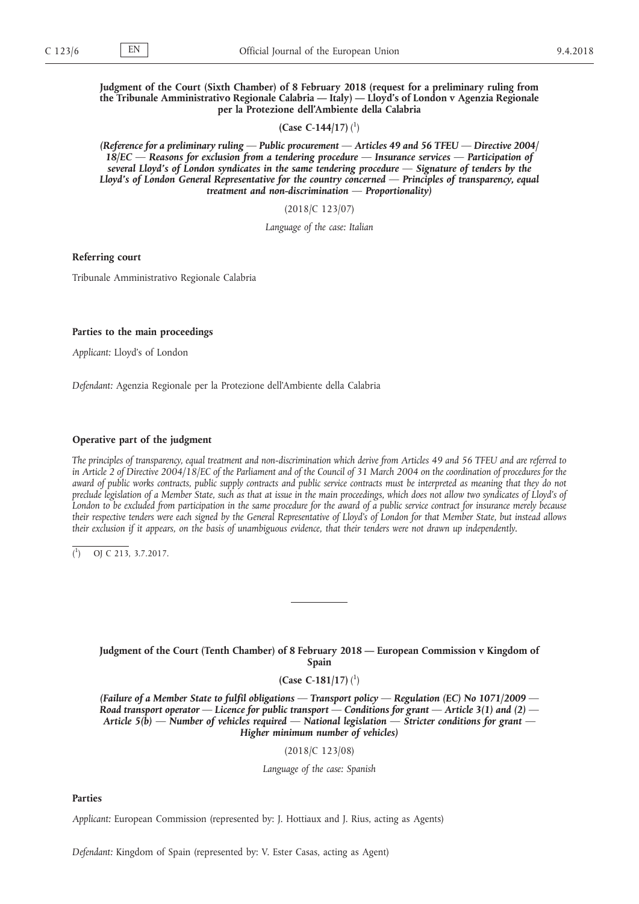**Judgment of the Court (Sixth Chamber) of 8 February 2018 (request for a preliminary ruling from the Tribunale Amministrativo Regionale Calabria — Italy) — Lloyd's of London v Agenzia Regionale per la Protezione dell'Ambiente della Calabria**

**(Case C-144/17)** [1]

***(Reference for a preliminary ruling — Public procurement — Articles 49 and 56 TFEU — Directive 2004/18/EC — Reasons for exclusion from a tendering procedure — Insurance services — Participation of several Lloyd's of London syndicates in the same tendering procedure — Signature of tenders by the Lloyd's of London General Representative for the country concerned — Principles of transparency, equal treatment and non-discrimination — Proportionality)***

(2018/C 123/07)

*Language of the case: Italian*

**Referring court**

Tribunale Amministrativo Regionale Calabria

**Parties to the main proceedings**

*Applicant:* Lloyd's of London

*Defendant:* Agenzia Regionale per la Protezione dell'Ambiente della Calabria

**Operative part of the judgment**

*The principles of transparency, equal treatment and non-discrimination which derive from Articles 49 and 56 TFEU and are referred to in Article 2 of Directive 2004/18/EC of the Parliament and of the Council of 31 March 2004 on the coordination of procedures for the award of public works contracts, public supply contracts and public service contracts must be interpreted as meaning that they do not preclude legislation of a Member State, such as that at issue in the main proceedings, which does not allow two syndicates of Lloyd's of London to be excluded from participation in the same procedure for the award of a public service contract for insurance merely because their respective tenders were each signed by the General Representative of Lloyd's of London for that Member State, but instead allows their exclusion if it appears, on the basis of unambiguous evidence, that their tenders were not drawn up independently.*

[1] OJ C 213, 3.7.2017.

---

**Judgment of the Court (Tenth Chamber) of 8 February 2018 — European Commission v Kingdom of Spain**

**(Case C-181/17)** [1]

***(Failure of a Member State to fulfil obligations — Transport policy — Regulation (EC) No 1071/2009 — Road transport operator — Licence for public transport — Conditions for grant — Article 3(1) and (2) — Article 5(b) — Number of vehicles required — National legislation — Stricter conditions for grant — Higher minimum number of vehicles)***

(2018/C 123/08)

*Language of the case: Spanish*

**Parties**

*Applicant:* European Commission (represented by: J. Hottiaux and J. Rius, acting as Agents)

*Defendant:* Kingdom of Spain (represented by: V. Ester Casas, acting as Agent)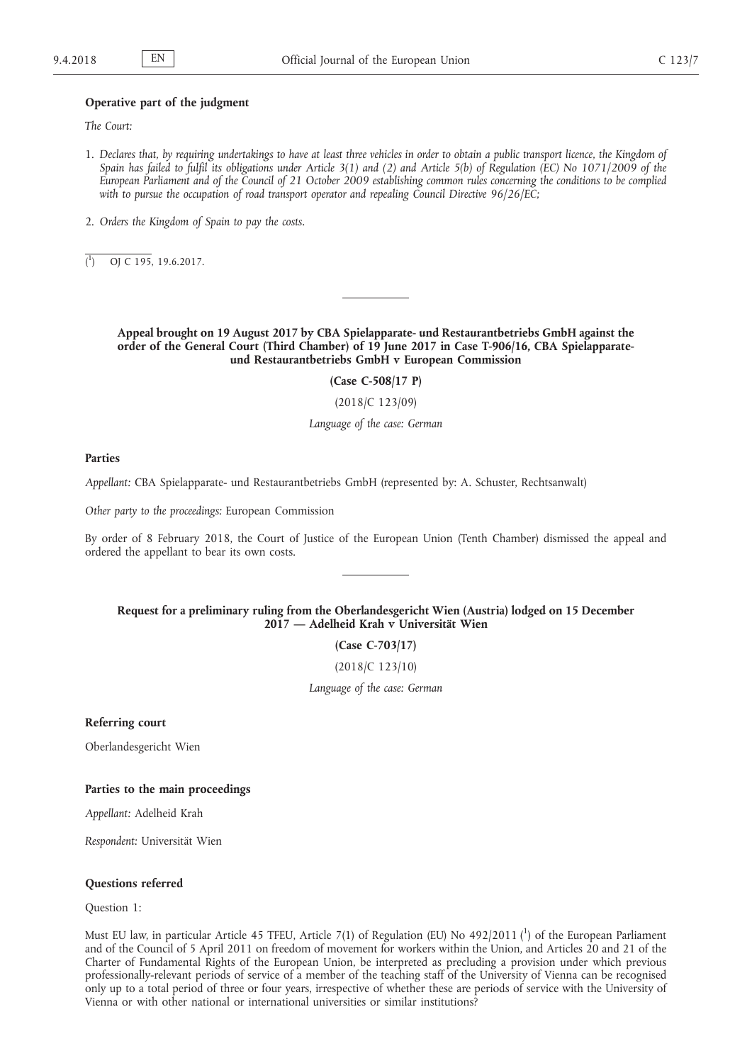**Operative part of the judgment**

*The Court:*

1. *Declares that, by requiring undertakings to have at least three vehicles in order to obtain a public transport licence, the Kingdom of Spain has failed to fulfil its obligations under Article 3(1) and (2) and Article 5(b) of Regulation (EC) No 1071/2009 of the European Parliament and of the Council of 21 October 2009 establishing common rules concerning the conditions to be complied with to pursue the occupation of road transport operator and repealing Council Directive 96/26/EC;*

2. *Orders the Kingdom of Spain to pay the costs.*

---

[1] OJ C 195, 19.6.2017.

---

**Appeal brought on 19 August 2017 by CBA Spielapparate- und Restaurantbetriebs GmbH against the order of the General Court (Third Chamber) of 19 June 2017 in Case T-906/16, CBA Spielapparate- und Restaurantbetriebs GmbH v European Commission**

**(Case C-508/17 P)**

(2018/C 123/09)

*Language of the case: German*

**Parties**

*Appellant:* CBA Spielapparate- und Restaurantbetriebs GmbH (represented by: A. Schuster, Rechtsanwalt)

*Other party to the proceedings:* European Commission

By order of 8 February 2018, the Court of Justice of the European Union (Tenth Chamber) dismissed the appeal and ordered the appellant to bear its own costs.

---

**Request for a preliminary ruling from the Oberlandesgericht Wien (Austria) lodged on 15 December 2017 — Adelheid Krah v Universität Wien**

**(Case C-703/17)**

(2018/C 123/10)

*Language of the case: German*

**Referring court**

Oberlandesgericht Wien

**Parties to the main proceedings**

*Appellant:* Adelheid Krah

*Respondent:* Universität Wien

**Questions referred**

Question 1:

Must EU law, in particular Article 45 TFEU, Article 7(1) of Regulation (EU) No 492/2011 [1] of the European Parliament and of the Council of 5 April 2011 on freedom of movement for workers within the Union, and Articles 20 and 21 of the Charter of Fundamental Rights of the European Union, be interpreted as precluding a provision under which previous professionally-relevant periods of service of a member of the teaching staff of the University of Vienna can be recognised only up to a total period of three or four years, irrespective of whether these are periods of service with the University of Vienna or with other national or international universities or similar institutions?